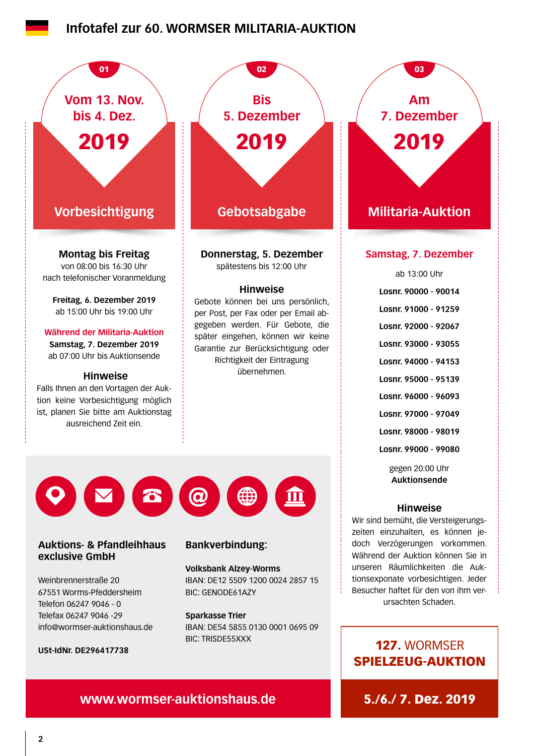# Infotafel zur 60. WORMSER MILITARIA-AUKTION

## 01 — Vom 13. Nov. bis 4. Dez. 2019

### Vorbesichtigung

**Montag bis Freitag**
von 08:00 bis 16:30 Uhr
nach telefonischer Voranmeldung

**Freitag, 6. Dezember 2019**
ab 15:00 Uhr bis 19:00 Uhr

**Während der Militaria-Auktion**
**Samstag, 7. Dezember 2019**
ab 07:00 Uhr bis Auktionsende

**Hinweise**
Falls Ihnen an den Vortagen der Auktion keine Vorbesichtigung möglich ist, planen Sie bitte am Auktionstag ausreichend Zeit ein.

## 02 — Bis 5. Dezember 2019

### Gebotsabgabe

**Donnerstag, 5. Dezember**
spätestens bis 12:00 Uhr

**Hinweise**
Gebote können bei uns persönlich, per Post, per Fax oder per Email abgegeben werden. Für Gebote, die später eingehen, können wir keine Garantie zur Berücksichtigung oder Richtigkeit der Eintragung übernehmen.

## 03 — Am 7. Dezember 2019

### Militaria-Auktion

**Samstag, 7. Dezember**

ab 13:00 Uhr

**Losnr. 90000 - 90014**
**Losnr. 91000 - 91259**
**Losnr. 92000 - 92067**
**Losnr. 93000 - 93055**
**Losnr. 94000 - 94153**
**Losnr. 95000 - 95139**
**Losnr. 96000 - 96093**
**Losnr. 97000 - 97049**
**Losnr. 98000 - 98019**
**Losnr. 99000 - 99080**

gegen 20:00 Uhr
**Auktionsende**

**Hinweise**
Wir sind bemüht, die Versteigerungszeiten einzuhalten, es können jedoch Verzögerungen vorkommen. Während der Auktion können Sie in unseren Räumlichkeiten die Auktionsexponate vorbesichtigen. Jeder Besucher haftet für den von ihm verursachten Schaden.

---

**Auktions- & Pfandleihhaus exclusive GmbH**

Weinbrennerstraße 20
67551 Worms-Pfeddersheim
Telefon 06247 9046 - 0
Telefax 06247 9046 -29
info@wormser-auktionshaus.de

**USt-IdNr. DE296417738**

**Bankverbindung:**

**Volksbank Alzey-Worms**
IBAN: DE12 5509 1200 0024 2857 15
BIC: GENODE61AZY

**Sparkasse Trier**
IBAN: DE54 5855 0130 0001 0695 09
BIC: TRISDE55XXX

**www.wormser-auktionshaus.de**

**127.** WORMSER **SPIELZEUG-AUKTION**

**5./6./ 7. Dez. 2019**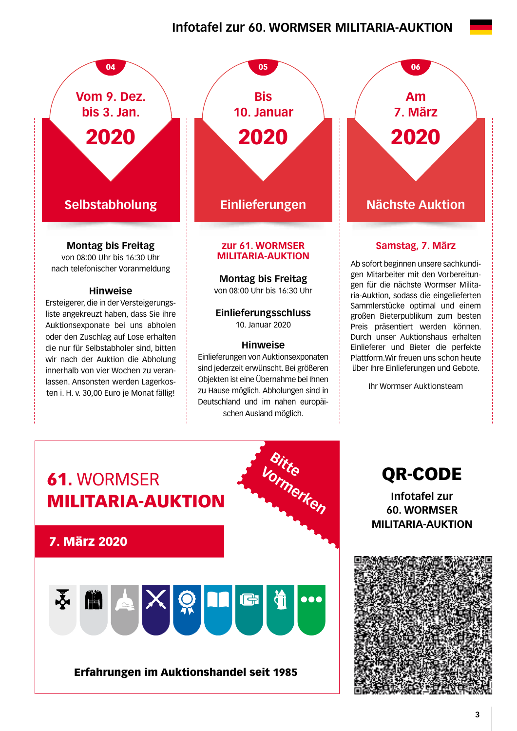# Infotafel zur 60. WORMSER MILITARIA-AUKTION

## 04 — Vom 9. Dez. bis 3. Jan. 2020

### Selbstabholung

**Montag bis Freitag**
von 08:00 Uhr bis 16:30 Uhr
nach telefonischer Voranmeldung

**Hinweise**

Ersteigerer, die in der Versteigerungsliste angekreuzt haben, dass Sie ihre Auktionsexponate bei uns abholen oder den Zuschlag auf Lose erhalten die nur für Selbstabholer sind, bitten wir nach der Auktion die Abholung innerhalb von vier Wochen zu veranlassen. Ansonsten werden Lagerkosten i. H. v. 30,00 Euro je Monat fällig!

## 05 — Bis 10. Januar 2020

### Einlieferungen

**zur 61. WORMSER MILITARIA-AUKTION**

**Montag bis Freitag**
von 08:00 Uhr bis 16:30 Uhr

**Einlieferungsschluss**
10. Januar 2020

**Hinweise**

Einlieferungen von Auktionsexponaten sind jederzeit erwünscht. Bei größeren Objekten ist eine Übernahme bei Ihnen zu Hause möglich. Abholungen sind in Deutschland und im nahen europäischen Ausland möglich.

## 06 — Am 7. März 2020

### Nächste Auktion

**Samstag, 7. März**

Ab sofort beginnen unsere sachkundigen Mitarbeiter mit den Vorbereitungen für die nächste Wormser Militaria-Auktion, sodass die eingelieferten Sammlerstücke optimal und einem großen Bieterpublikum zum besten Preis präsentiert werden können. Durch unser Auktionshaus erhalten Einlieferer und Bieter die perfekte Plattform.Wir freuen uns schon heute über Ihre Einlieferungen und Gebote.

Ihr Wormser Auktionsteam

---

## 61. WORMSER MILITARIA-AUKTION

Bitte Vormerken

**7. März 2020**

**Erfahrungen im Auktionshandel seit 1985**

## QR-CODE

**Infotafel zur 60. WORMSER MILITARIA-AUKTION**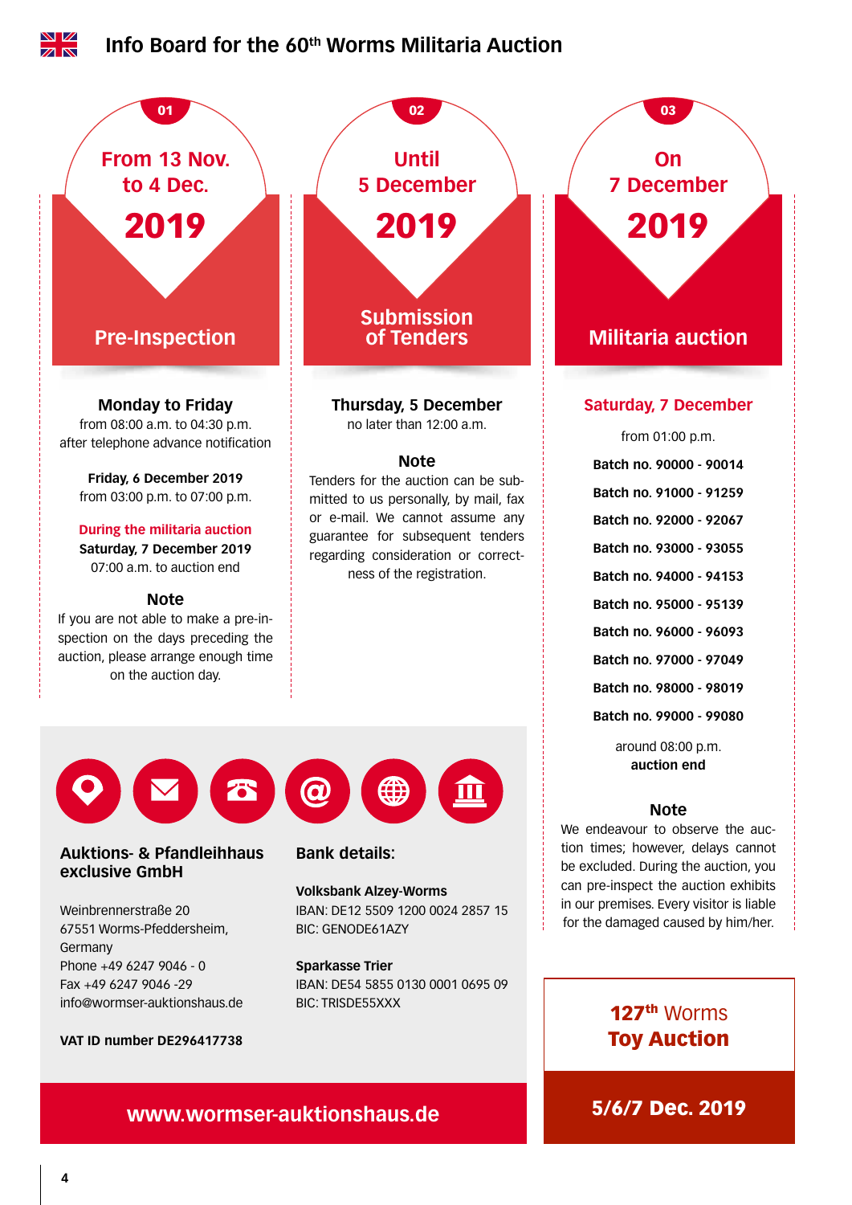# Info Board for the 60th Worms Militaria Auction

## 01 — From 13 Nov. to 4 Dec. 2019

### Pre-Inspection

**Monday to Friday**
from 08:00 a.m. to 04:30 p.m.
after telephone advance notification

**Friday, 6 December 2019**
from 03:00 p.m. to 07:00 p.m.

**During the militaria auction**
**Saturday, 7 December 2019**
07:00 a.m. to auction end

**Note**
If you are not able to make a pre-inspection on the days preceding the auction, please arrange enough time on the auction day.

## 02 — Until 5 December 2019

### Submission of Tenders

**Thursday, 5 December**
no later than 12:00 a.m.

**Note**
Tenders for the auction can be submitted to us personally, by mail, fax or e-mail. We cannot assume any guarantee for subsequent tenders regarding consideration or correctness of the registration.

## 03 — On 7 December 2019

### Militaria auction

**Saturday, 7 December**

from 01:00 p.m.

**Batch no. 90000 - 90014**
**Batch no. 91000 - 91259**
**Batch no. 92000 - 92067**
**Batch no. 93000 - 93055**
**Batch no. 94000 - 94153**
**Batch no. 95000 - 95139**
**Batch no. 96000 - 96093**
**Batch no. 97000 - 97049**
**Batch no. 98000 - 98019**
**Batch no. 99000 - 99080**

around 08:00 p.m.
**auction end**

**Note**
We endeavour to observe the auction times; however, delays cannot be excluded. During the auction, you can pre-inspect the auction exhibits in our premises. Every visitor is liable for the damaged caused by him/her.

---

**Auktions- & Pfandleihhaus exclusive GmbH**

Weinbrennerstraße 20
67551 Worms-Pfeddersheim,
Germany
Phone +49 6247 9046 - 0
Fax +49 6247 9046 -29
info@wormser-auktionshaus.de

**VAT ID number DE296417738**

**Bank details:**

**Volksbank Alzey-Worms**
IBAN: DE12 5509 1200 0024 2857 15
BIC: GENODE61AZY

**Sparkasse Trier**
IBAN: DE54 5855 0130 0001 0695 09
BIC: TRISDE55XXX

**www.wormser-auktionshaus.de**

---

**127th Worms Toy Auction**

**5/6/7 Dec. 2019**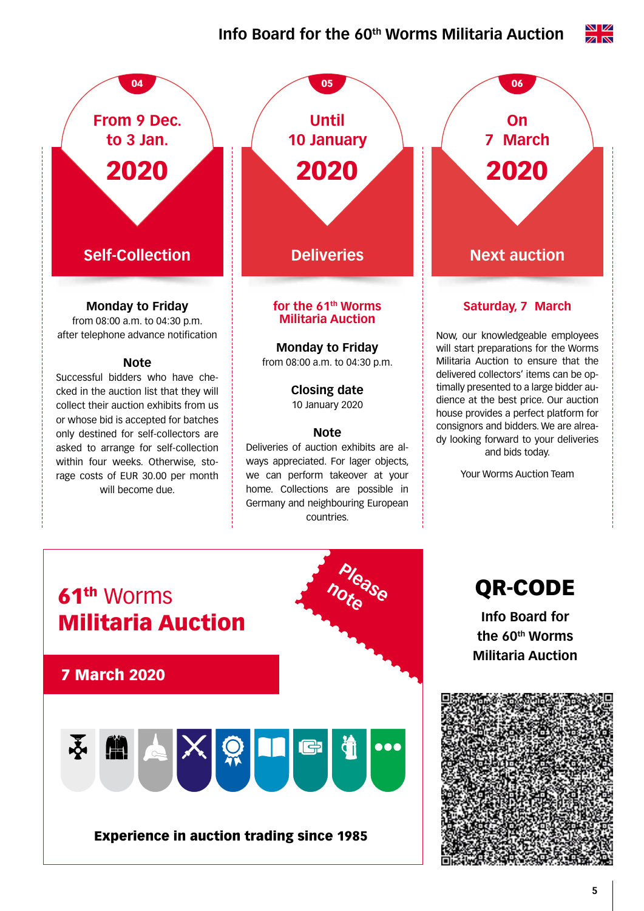# Info Board for the 60th Worms Militaria Auction

## 04

**From 9 Dec. to 3 Jan.**

**2020**

### Self-Collection

**Monday to Friday**
from 08:00 a.m. to 04:30 p.m.
after telephone advance notification

**Note**

Successful bidders who have checked in the auction list that they will collect their auction exhibits from us or whose bid is accepted for batches only destined for self-collectors are asked to arrange for self-collection within four weeks. Otherwise, storage costs of EUR 30.00 per month will become due.

## 05

**Until 10 January**

**2020**

### Deliveries

**for the 61th Worms Militaria Auction**

**Monday to Friday**
from 08:00 a.m. to 04:30 p.m.

**Closing date**
10 January 2020

**Note**

Deliveries of auction exhibits are always appreciated. For lager objects, we can perform takeover at your home. Collections are possible in Germany and neighbouring European countries.

## 06

**On 7 March**

**2020**

### Next auction

**Saturday, 7 March**

Now, our knowledgeable employees will start preparations for the Worms Militaria Auction to ensure that the delivered collectors' items can be optimally presented to a large bidder audience at the best price. Our auction house provides a perfect platform for consignors and bidders. We are already looking forward to your deliveries and bids today.

Your Worms Auction Team

---

**Please note**

## 61th Worms Militaria Auction

**7 March 2020**

**Experience in auction trading since 1985**

## QR-CODE

**Info Board for the 60th Worms Militaria Auction**